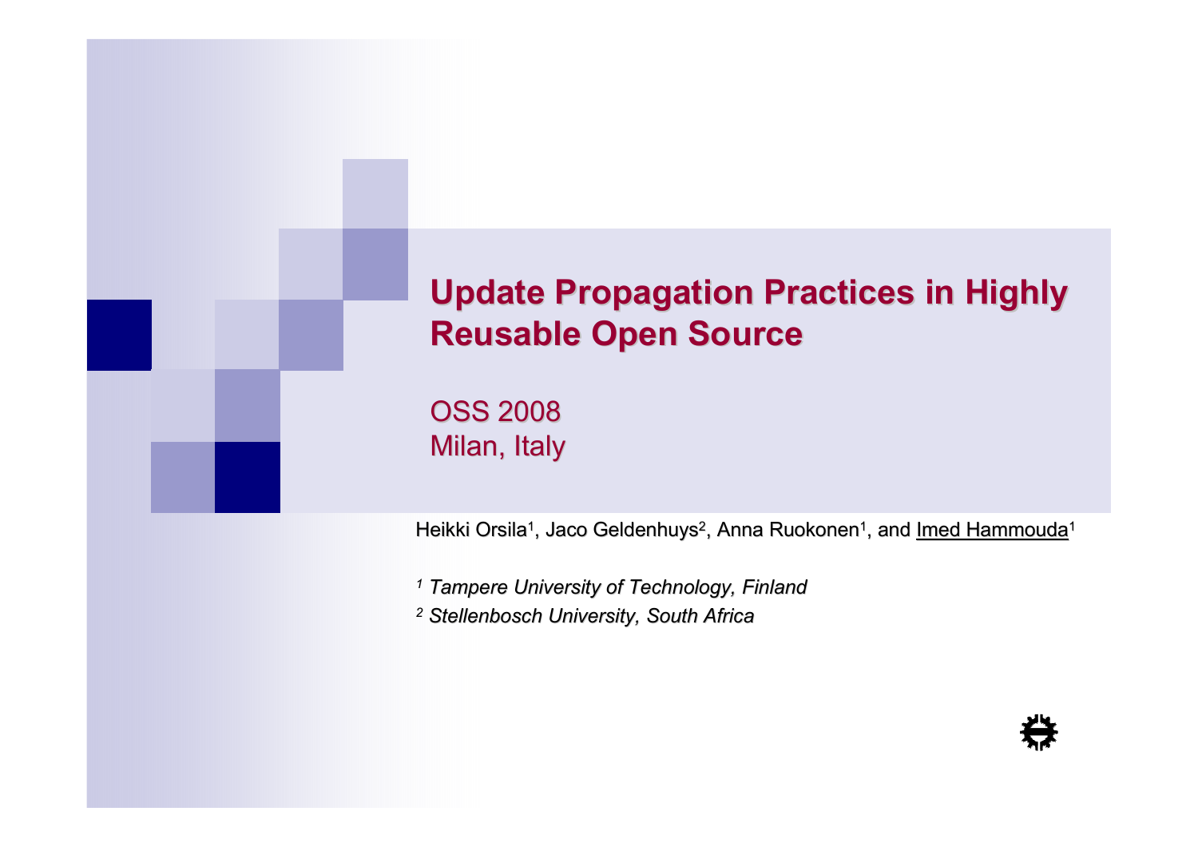# Update Propagation Practices in Highly Reusable Open Source

OSS 2008
Milan, Italy

Heikki Orsila[1], Jaco Geldenhuys[2], Anna Ruokonen[1], and Imed Hammouda[1]

*[1] Tampere University of Technology, Finland*

*[2] Stellenbosch University, South Africa*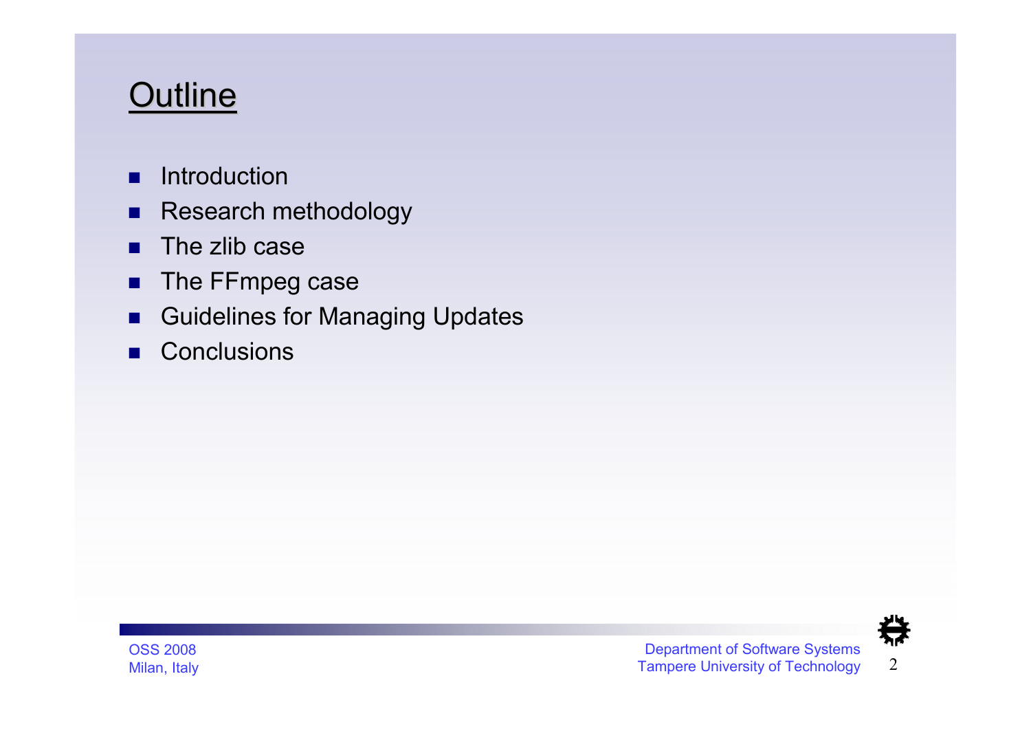# Outline

- Introduction
- Research methodology
- The zlib case
- The FFmpeg case
- Guidelines for Managing Updates
- Conclusions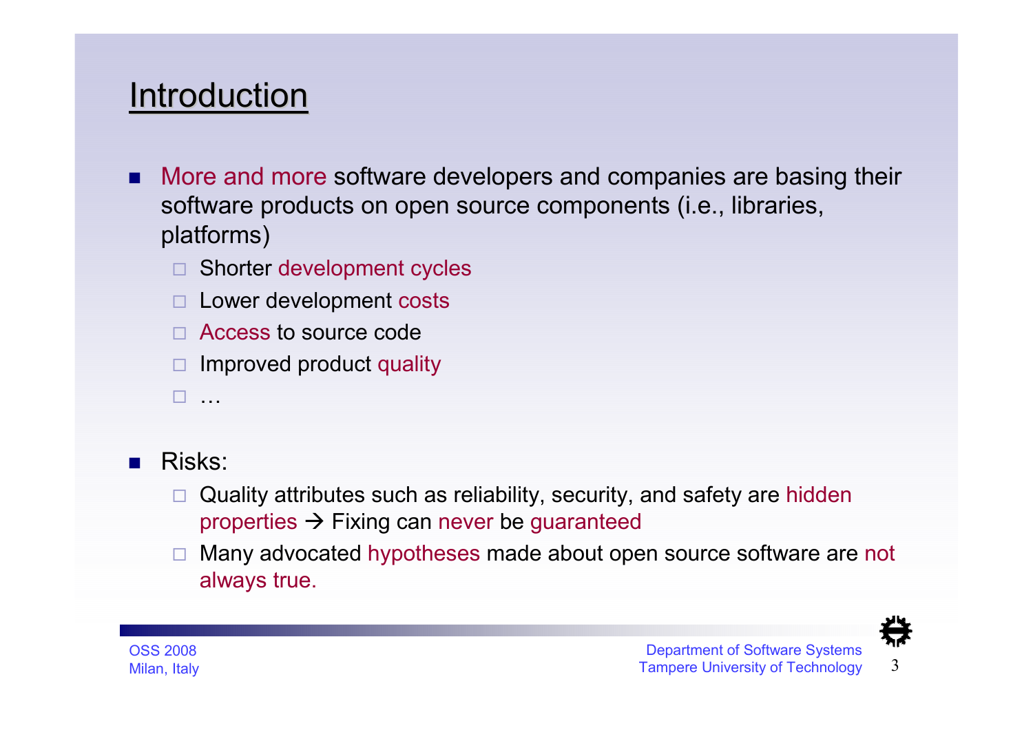# Introduction

- More and more software developers and companies are basing their software products on open source components (i.e., libraries, platforms)
  - Shorter development cycles
  - Lower development costs
  - Access to source code
  - Improved product quality
  - …
- Risks:
  - Quality attributes such as reliability, security, and safety are hidden properties → Fixing can never be guaranteed
  - Many advocated hypotheses made about open source software are not always true.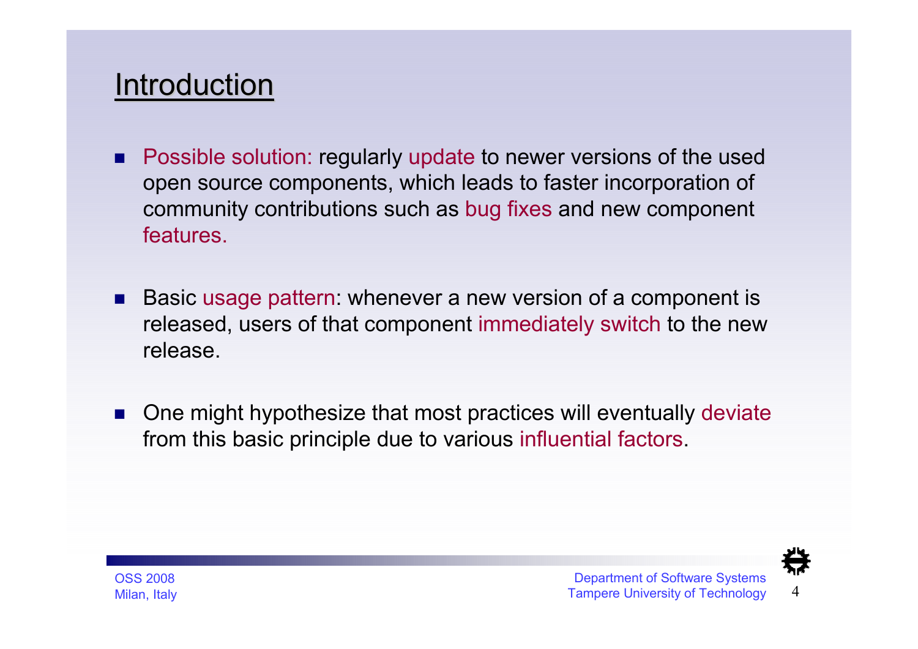# Introduction

- Possible solution: regularly update to newer versions of the used open source components, which leads to faster incorporation of community contributions such as bug fixes and new component features.
- Basic usage pattern: whenever a new version of a component is released, users of that component immediately switch to the new release.
- One might hypothesize that most practices will eventually deviate from this basic principle due to various influential factors.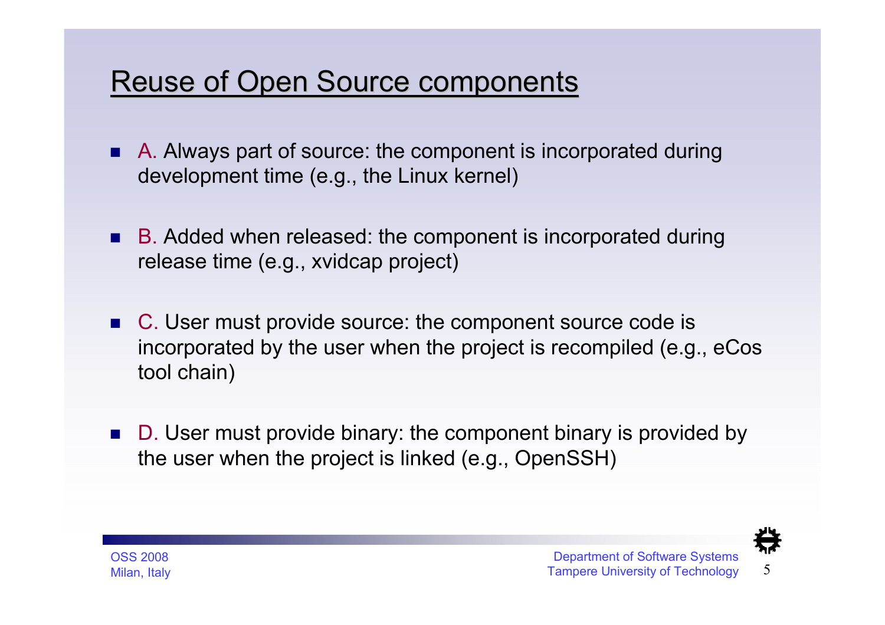## Reuse of Open Source components

- A. Always part of source: the component is incorporated during development time (e.g., the Linux kernel)
- B. Added when released: the component is incorporated during release time (e.g., xvidcap project)
- C. User must provide source: the component source code is incorporated by the user when the project is recompiled (e.g., eCos tool chain)
- D. User must provide binary: the component binary is provided by the user when the project is linked (e.g., OpenSSH)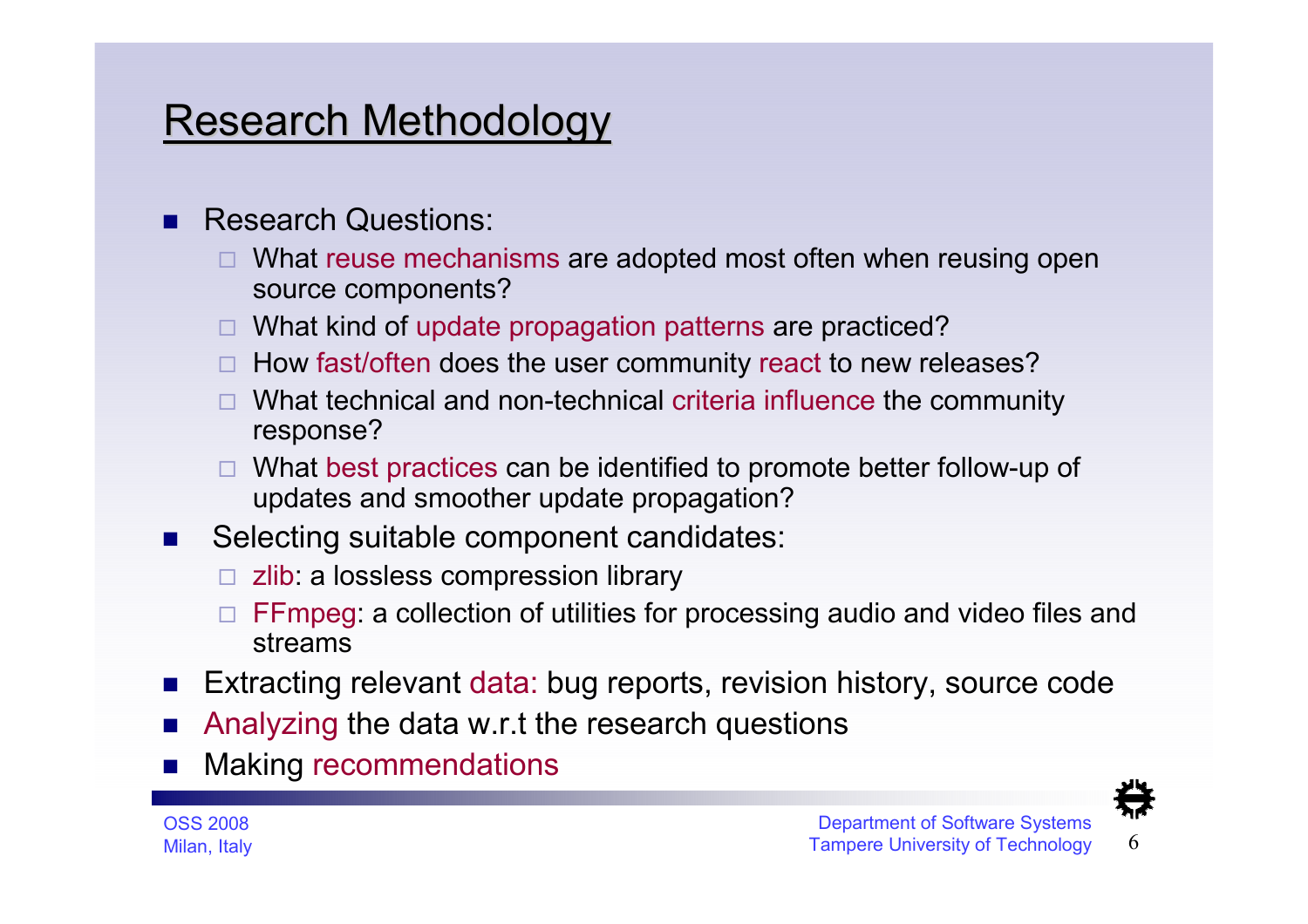# Research Methodology

- Research Questions:
  - What reuse mechanisms are adopted most often when reusing open source components?
  - What kind of update propagation patterns are practiced?
  - How fast/often does the user community react to new releases?
  - What technical and non-technical criteria influence the community response?
  - What best practices can be identified to promote better follow-up of updates and smoother update propagation?
- Selecting suitable component candidates:
  - zlib: a lossless compression library
  - FFmpeg: a collection of utilities for processing audio and video files and streams
- Extracting relevant data: bug reports, revision history, source code
- Analyzing the data w.r.t the research questions
- Making recommendations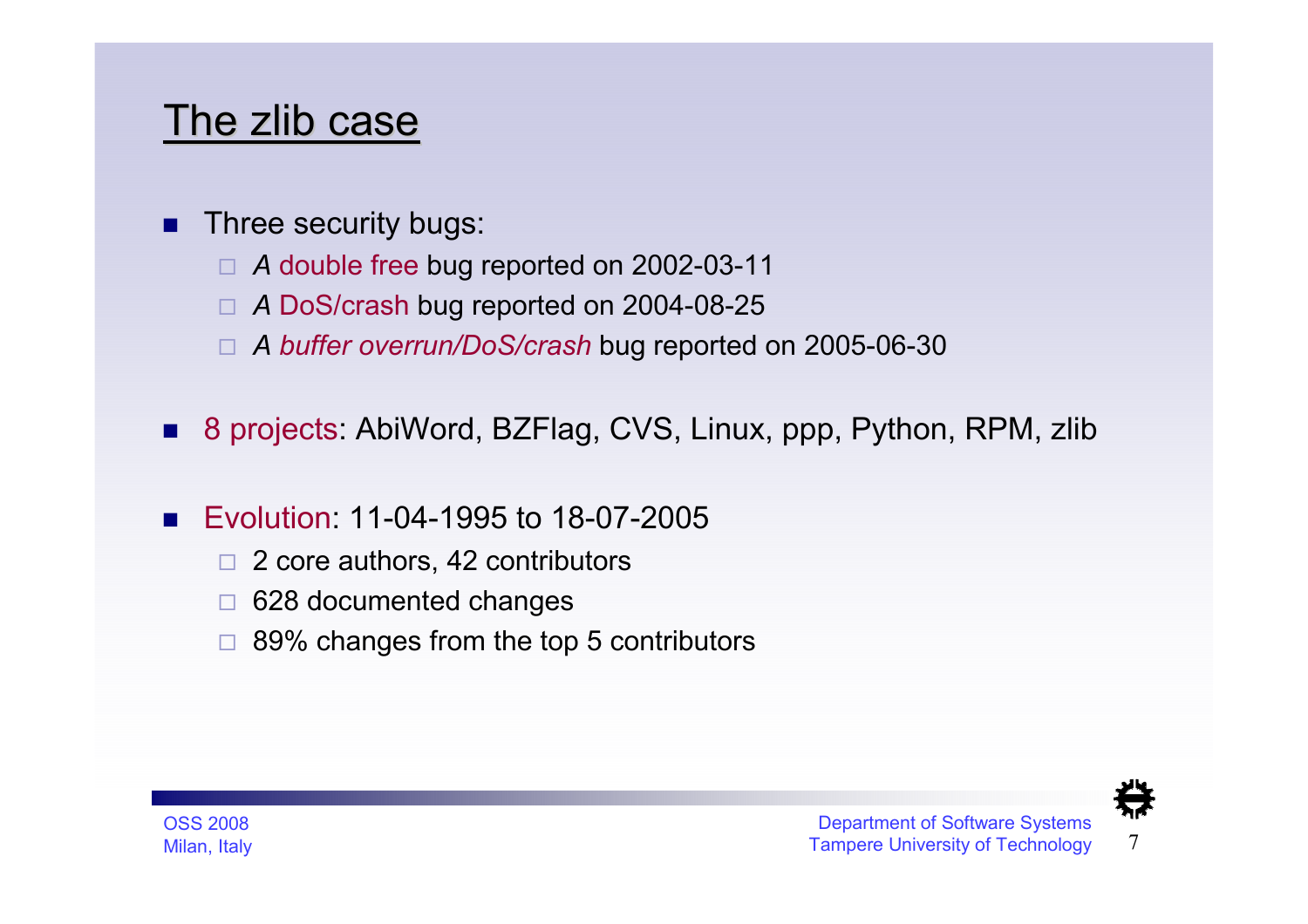# The zlib case

- Three security bugs:
  - *A* double free bug reported on 2002-03-11
  - *A* DoS/crash bug reported on 2004-08-25
  - *A buffer overrun/DoS/crash* bug reported on 2005-06-30
- 8 projects: AbiWord, BZFlag, CVS, Linux, ppp, Python, RPM, zlib
- Evolution: 11-04-1995 to 18-07-2005
  - 2 core authors, 42 contributors
  - 628 documented changes
  - 89% changes from the top 5 contributors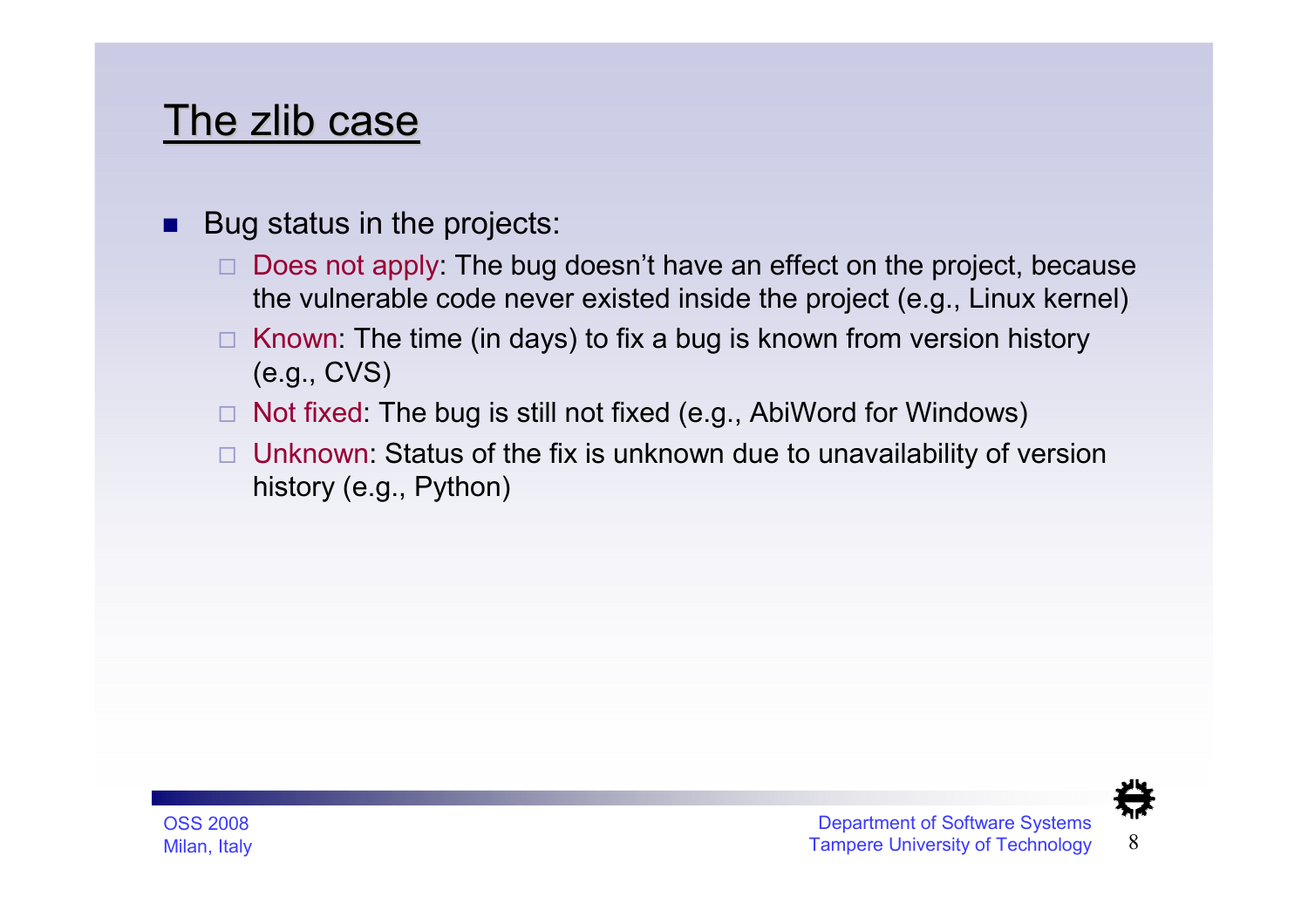# The zlib case

- Bug status in the projects:
  - Does not apply: The bug doesn't have an effect on the project, because the vulnerable code never existed inside the project (e.g., Linux kernel)
  - Known: The time (in days) to fix a bug is known from version history (e.g., CVS)
  - Not fixed: The bug is still not fixed (e.g., AbiWord for Windows)
  - Unknown: Status of the fix is unknown due to unavailability of version history (e.g., Python)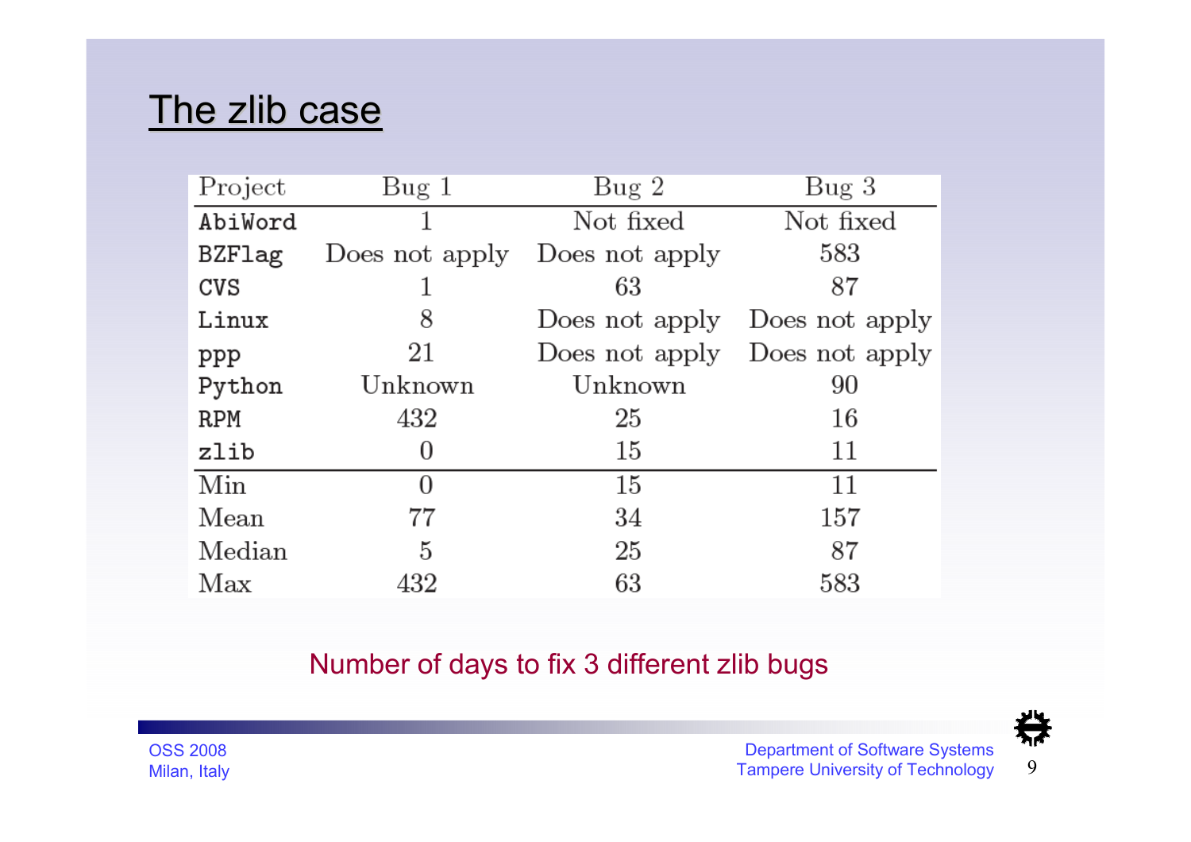# The zlib case

| Project | Bug 1 | Bug 2 | Bug 3 |
|---|---|---|---|
| AbiWord | 1 | Not fixed | Not fixed |
| BZFlag | Does not apply | Does not apply | 583 |
| CVS | 1 | 63 | 87 |
| Linux | 8 | Does not apply | Does not apply |
| ppp | 21 | Does not apply | Does not apply |
| Python | Unknown | Unknown | 90 |
| RPM | 432 | 25 | 16 |
| zlib | 0 | 15 | 11 |
| Min | 0 | 15 | 11 |
| Mean | 77 | 34 | 157 |
| Median | 5 | 25 | 87 |
| Max | 432 | 63 | 583 |

Number of days to fix 3 different zlib bugs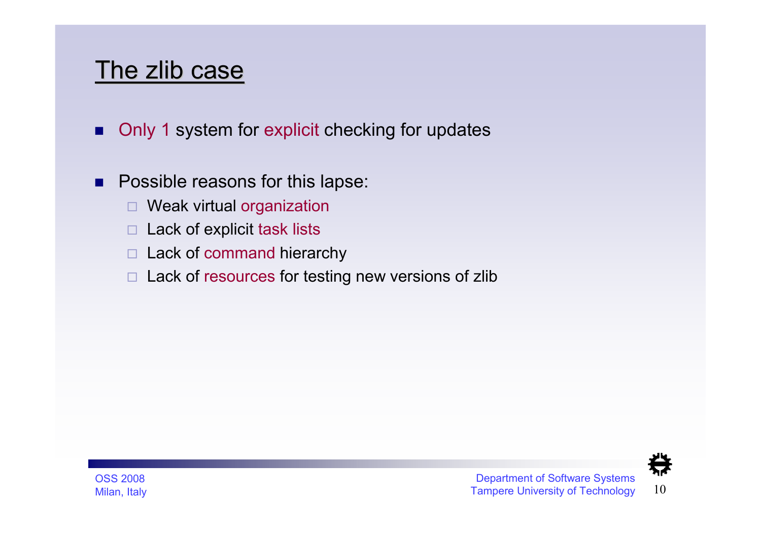# The zlib case

- Only 1 system for explicit checking for updates

- Possible reasons for this lapse:
  - Weak virtual organization
  - Lack of explicit task lists
  - Lack of command hierarchy
  - Lack of resources for testing new versions of zlib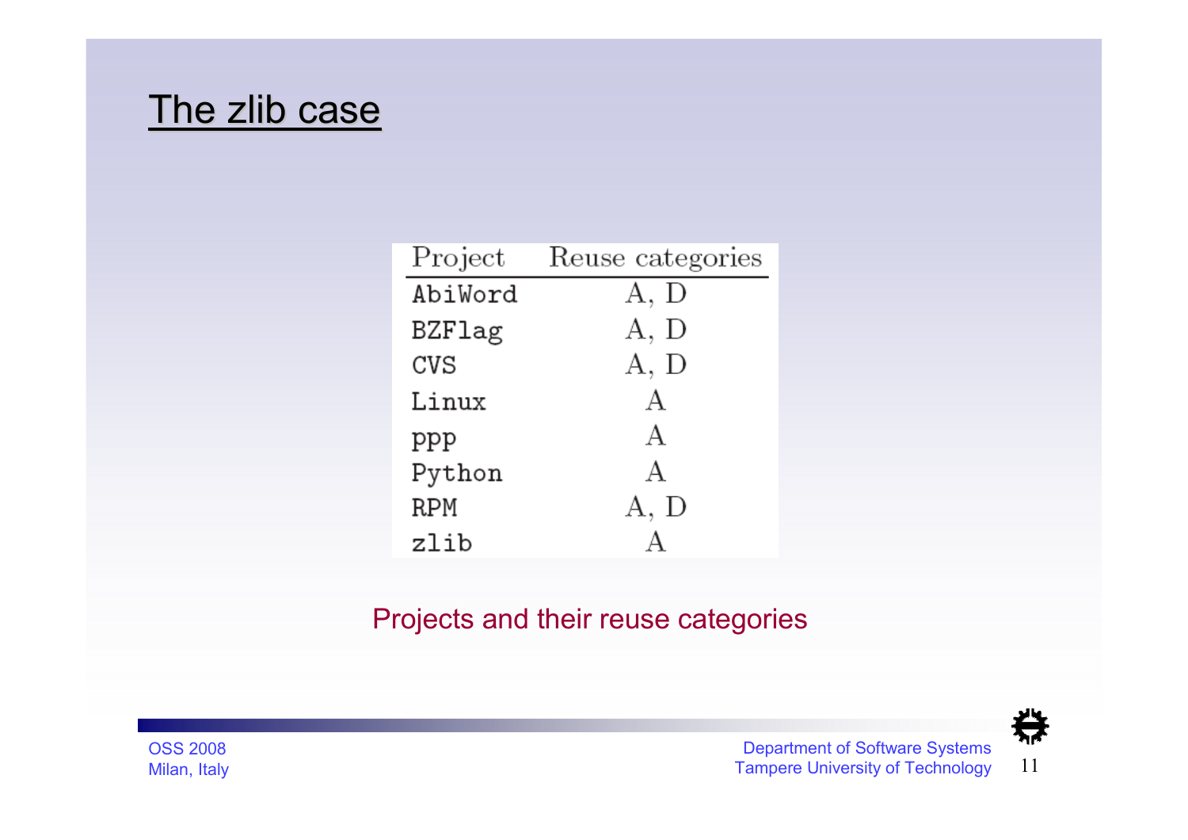# The zlib case

| Project | Reuse categories |
| --- | --- |
| AbiWord | A, D |
| BZFlag | A, D |
| CVS | A, D |
| Linux | A |
| ppp | A |
| Python | A |
| RPM | A, D |
| zlib | A |

Projects and their reuse categories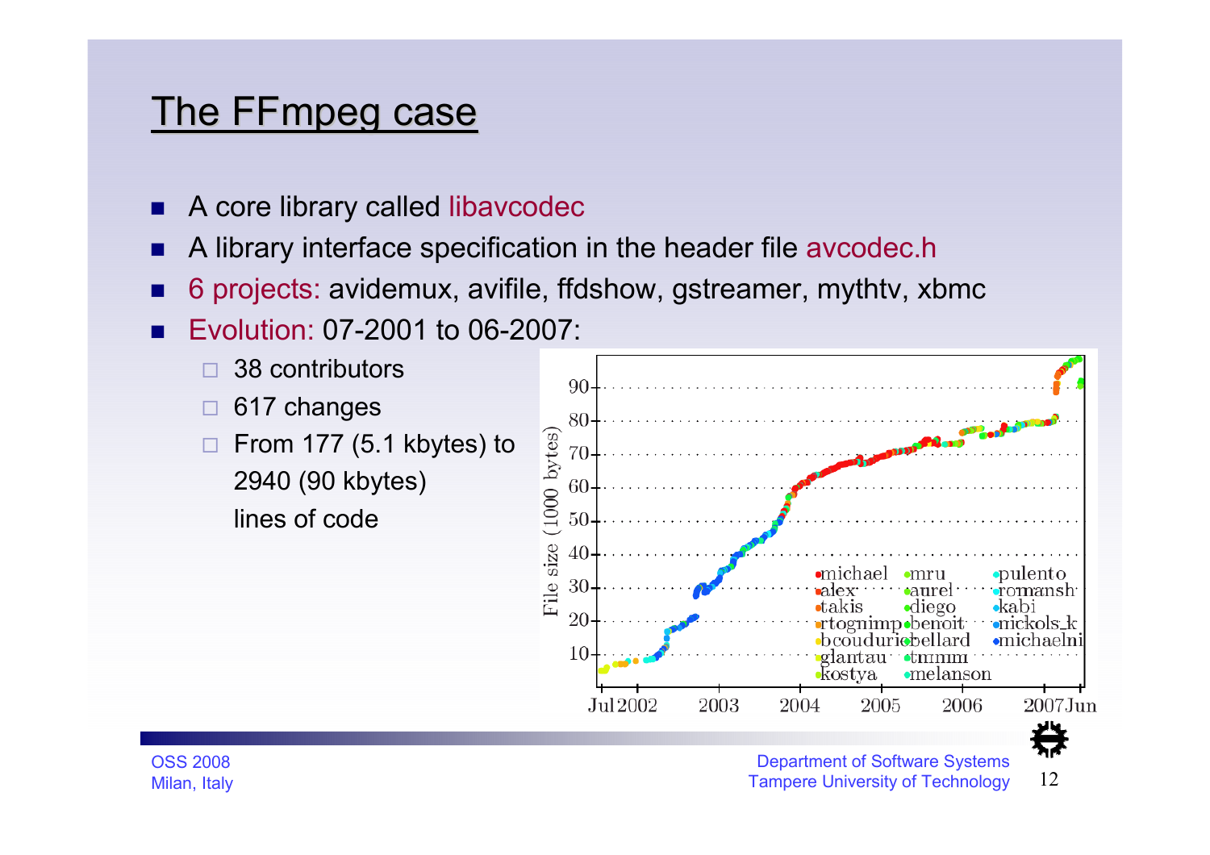# The FFmpeg case

- A core library called libavcodec
- A library interface specification in the header file avcodec.h
- 6 projects: avidemux, avifile, ffdshow, gstreamer, mythtv, xbmc
- Evolution: 07-2001 to 06-2007:
  - 38 contributors
  - 617 changes
  - From 177 (5.1 kbytes) to 2940 (90 kbytes) lines of code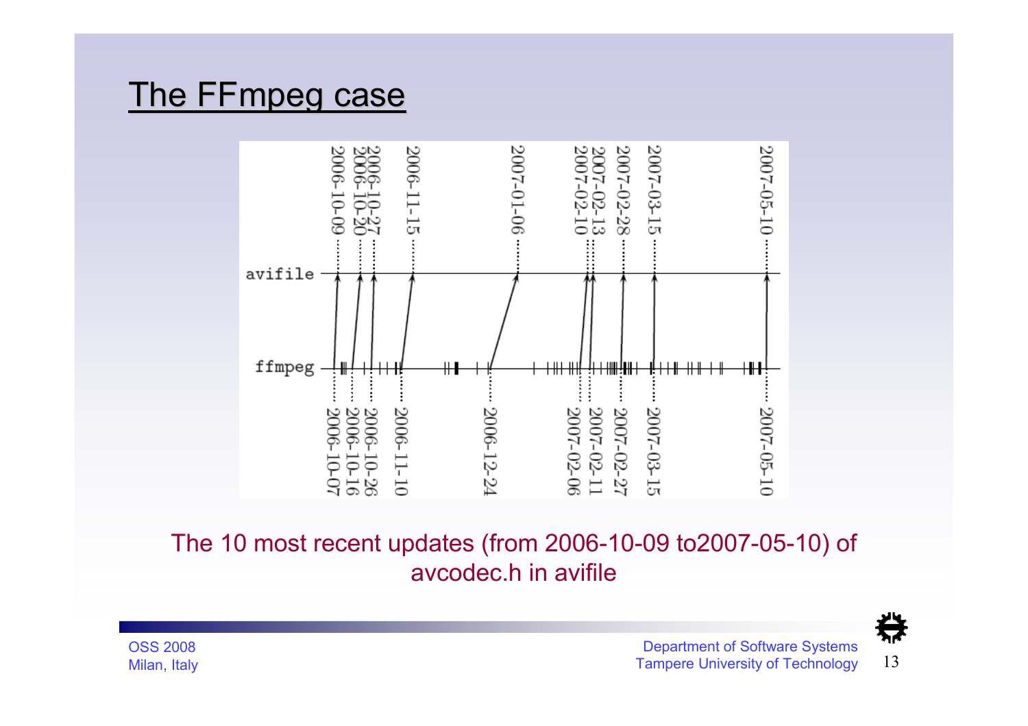# The FFmpeg case

avifile: 2006-10-09, 2006-10-20, 2006-10-27, 2006-11-15, 2007-01-06, 2007-02-10, 2007-02-13, 2007-02-28, 2007-03-15, 2007-05-10

ffmpeg: 2006-10-07, 2006-10-16, 2006-10-26, 2006-11-10, 2006-12-24, 2007-02-06, 2007-02-11, 2007-02-27, 2007-03-15, 2007-05-10

The 10 most recent updates (from 2006-10-09 to2007-05-10) of avcodec.h in avifile

OSS 2008
Milan, Italy

Department of Software Systems
Tampere University of Technology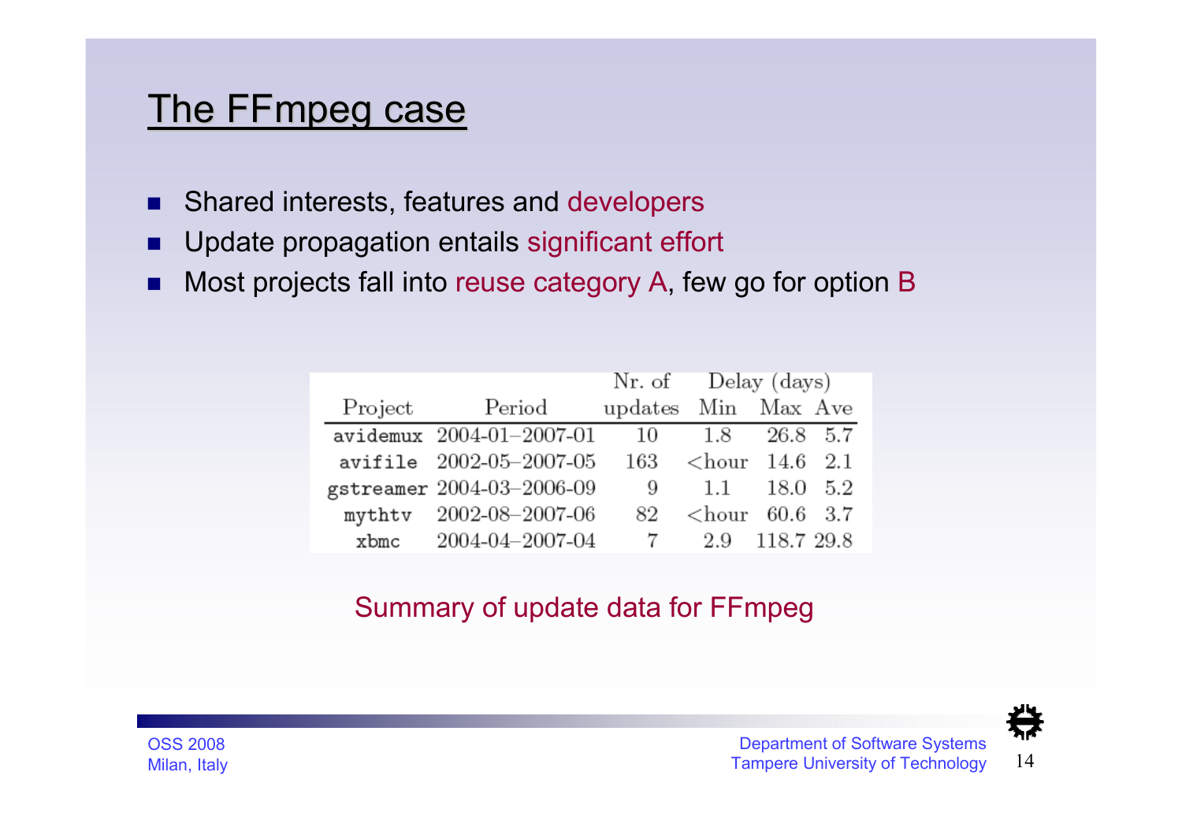# The FFmpeg case

- Shared interests, features and developers
- Update propagation entails significant effort
- Most projects fall into reuse category A, few go for option B

| Project | Period | Nr. of updates | Delay (days) Min | Max | Ave |
|---|---|---|---|---|---|
| avidemux | 2004-01–2007-01 | 10 | 1.8 | 26.8 | 5.7 |
| avifile | 2002-05–2007-05 | 163 | <hour | 14.6 | 2.1 |
| gstreamer | 2004-03–2006-09 | 9 | 1.1 | 18.0 | 5.2 |
| mythtv | 2002-08–2007-06 | 82 | <hour | 60.6 | 3.7 |
| xbmc | 2004-04–2007-04 | 7 | 2.9 | 118.7 | 29.8 |

Summary of update data for FFmpeg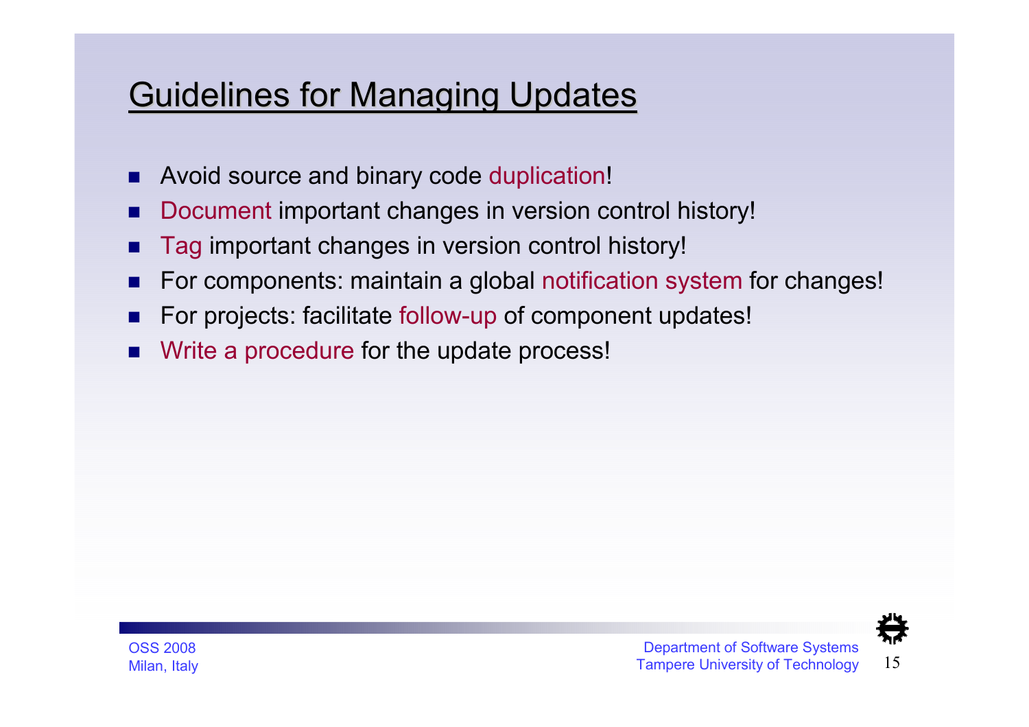# Guidelines for Managing Updates

- Avoid source and binary code duplication!
- Document important changes in version control history!
- Tag important changes in version control history!
- For components: maintain a global notification system for changes!
- For projects: facilitate follow-up of component updates!
- Write a procedure for the update process!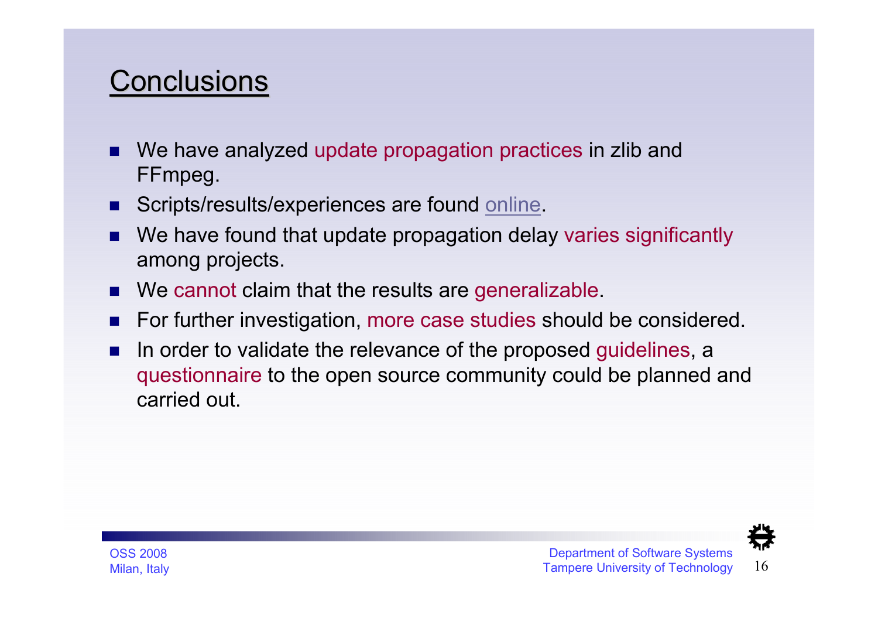# Conclusions

- We have analyzed update propagation practices in zlib and FFmpeg.
- Scripts/results/experiences are found online.
- We have found that update propagation delay varies significantly among projects.
- We cannot claim that the results are generalizable.
- For further investigation, more case studies should be considered.
- In order to validate the relevance of the proposed guidelines, a questionnaire to the open source community could be planned and carried out.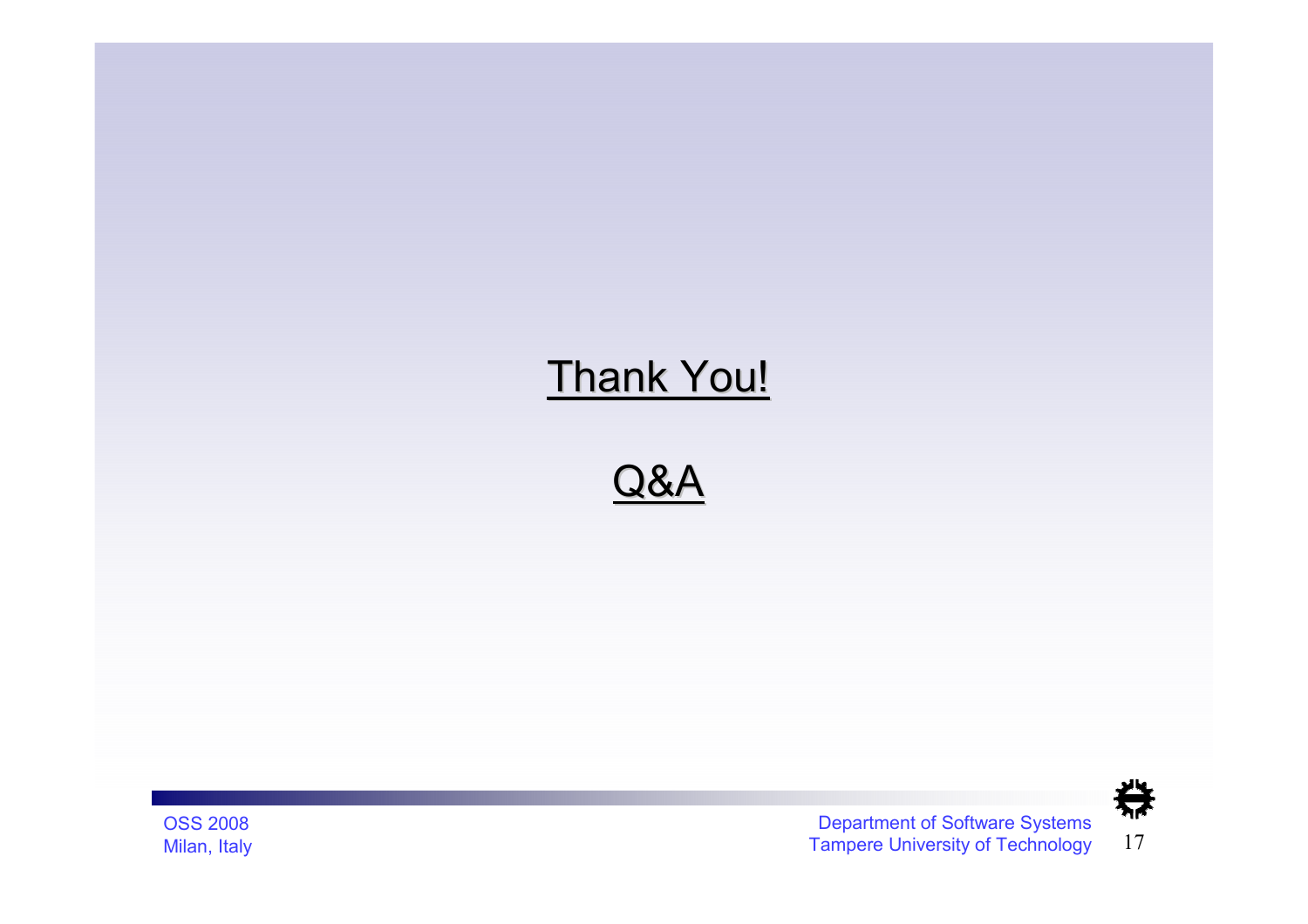Thank You!

Q&A